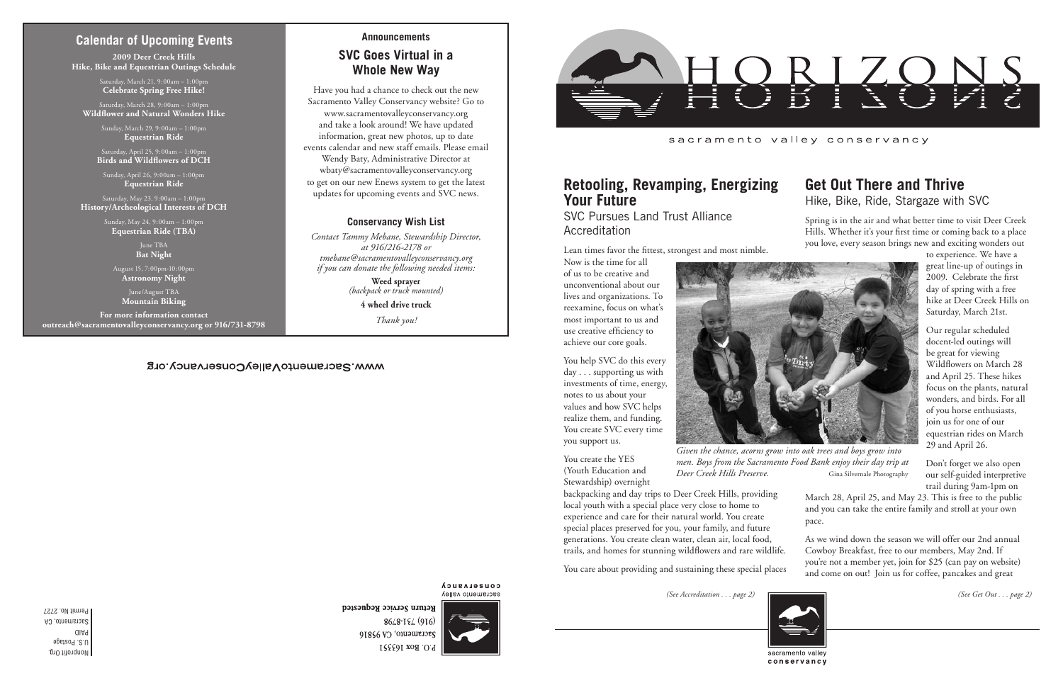## Calendar of Upcoming Events

**2009 Deer Creek Hills Hike, Bike and Equestrian Outings Schedule**

Saturday, March 21, 9:00am – 1:00pm
**Celebrate Spring Free Hike!**

Saturday, March 28, 9:00am – 1:00pm
**Wildflower and Natural Wonders Hike**

Sunday, March 29, 9:00am – 1:00pm
**Equestrian Ride**

Saturday, April 25, 9:00am – 1:00pm
**Birds and Wildflowers of DCH**

Sunday, April 26, 9:00am – 1:00pm
**Equestrian Ride**

Saturday, May 23, 9:00am – 1:00pm
**History/Archeological Interests of DCH**

Sunday, May 24, 9:00am – 1:00pm
**Equestrian Ride (TBA)**

June TBA
**Bat Night**

August 15, 7:00pm-10:00pm
**Astronomy Night**

June/August TBA
**Mountain Biking**

**For more information contact outreach@sacramentovalleyconservancy.org or 916/731-8798**

## Announcements

### SVC Goes Virtual in a Whole New Way

Have you had a chance to check out the new Sacramento Valley Conservancy website? Go to www.sacramentovalleyconservancy.org and take a look around! We have updated information, great new photos, up to date events calendar and new staff emails. Please email Wendy Baty, Administrative Director at wbaty@sacramentovalleyconservancy.org to get on our new Enews system to get the latest updates for upcoming events and SVC news.

### Conservancy Wish List

*Contact Tammy Mebane, Stewardship Director, at 916/216-2178 or tmebane@sacramentovalleyconservancy.org if you can donate the following needed items:*

**Weed sprayer**
*(backpack or truck mounted)*

**4 wheel drive truck**

*Thank you!*

www.SacramentoValleyConservancy.org

P.O. Box 163351
Sacramento, CA 95816
(916) 731-8798

**Return Service Requested**

sacramento valley conservancy

Nonprofit Org.
U.S. Postage
PAID
Sacramento, CA
Permit No. 2727

# HORIZONS

sacramento valley conservancy

## Retooling, Revamping, Energizing Your Future

SVC Pursues Land Trust Alliance Accreditation

Lean times favor the fittest, strongest and most nimble. Now is the time for all of us to be creative and unconventional about our lives and organizations. To reexamine, focus on what's most important to us and use creative efficiency to achieve our core goals.

You help SVC do this every day . . . supporting us with investments of time, energy, notes to us about your values and how SVC helps realize them, and funding. You create SVC every time you support us.

You create the YES (Youth Education and Stewardship) overnight backpacking and day trips to Deer Creek Hills, providing local youth with a special place very close to home to experience and care for their natural world. You create special places preserved for you, your family, and future generations. You create clean water, clean air, local food, trails, and homes for stunning wildflowers and rare wildlife.

You care about providing and sustaining these special places

*(See Accreditation . . . page 2)*

*Given the chance, acorns grow into oak trees and boys grow into men. Boys from the Sacramento Food Bank enjoy their day trip at Deer Creek Hills Preserve.* Gina Silvernale Photography

## Get Out There and Thrive

Hike, Bike, Ride, Stargaze with SVC

Spring is in the air and what better time to visit Deer Creek Hills. Whether it's your first time or coming back to a place you love, every season brings new and exciting wonders out to experience. We have a great line-up of outings in 2009. Celebrate the first day of spring with a free hike at Deer Creek Hills on Saturday, March 21st.

Our regular scheduled docent-led outings will be great for viewing Wildflowers on March 28 and April 25. These hikes focus on the plants, natural wonders, and birds. For all of you horse enthusiasts, join us for one of our equestrian rides on March 29 and April 26.

Don't forget we also open our self-guided interpretive trail during 9am-1pm on March 28, April 25, and May 23. This is free to the public and you can take the entire family and stroll at your own pace.

As we wind down the season we will offer our 2nd annual Cowboy Breakfast, free to our members, May 2nd. If you're not a member yet, join for $25 (can pay on website) and come on out! Join us for coffee, pancakes and great

*(See Get Out . . . page 2)*

sacramento valley conservancy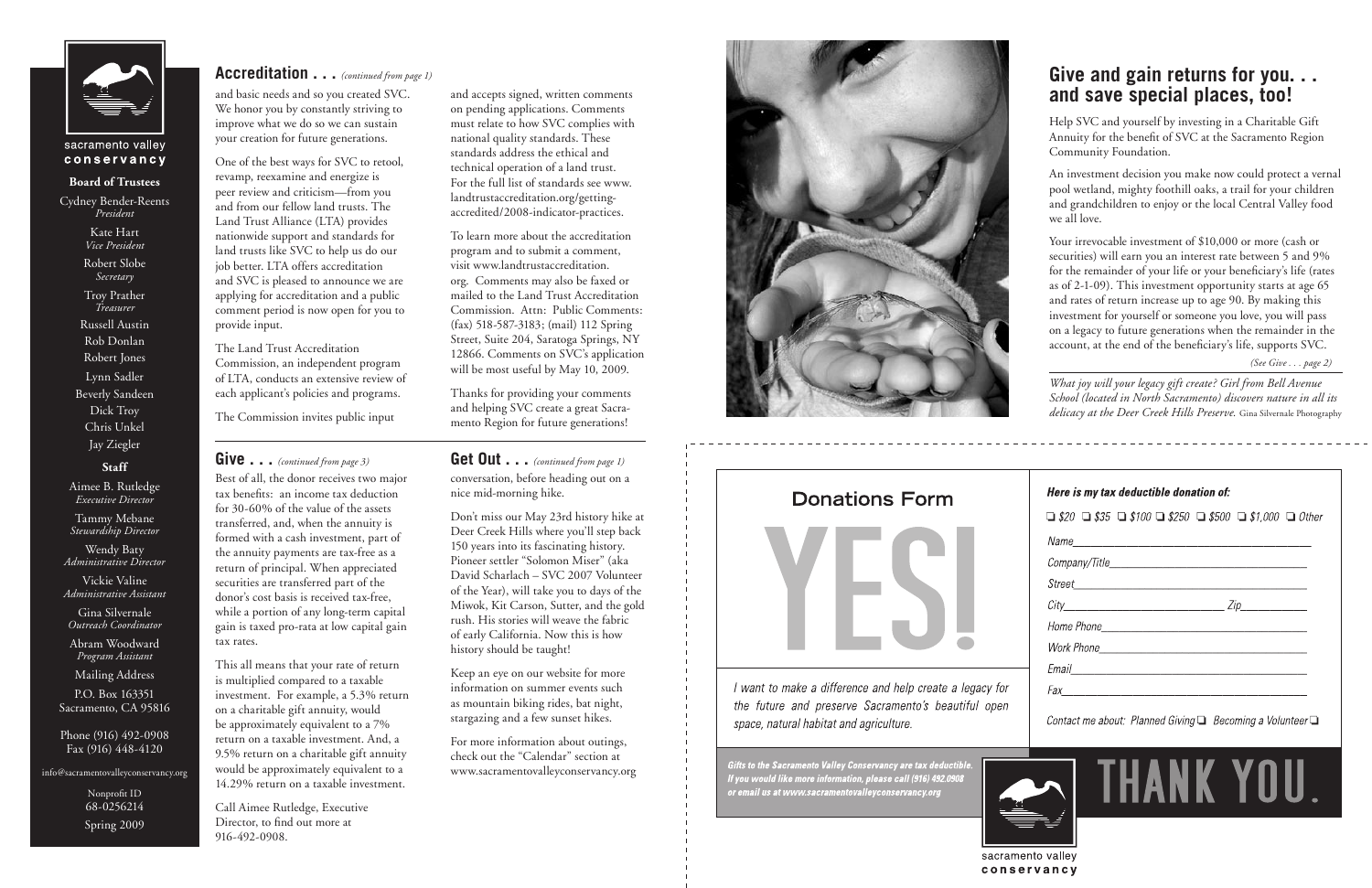sacramento valley **conservancy**

**Board of Trustees**

Cydney Bender-Reents
*President*

Kate Hart
*Vice President*

Robert Slobe
*Secretary*

Troy Prather
*Treasurer*

Russell Austin

Rob Donlan

Robert Jones

Lynn Sadler

Beverly Sandeen

Dick Troy

Chris Unkel

Jay Ziegler

**Staff**

Aimee B. Rutledge
*Executive Director*

Tammy Mebane
*Stewardship Director*

Wendy Baty
*Administrative Director*

Vickie Valine
*Administrative Assistant*

Gina Silvernale
*Outreach Coordinator*

Abram Woodward
*Program Assistant*

Mailing Address

P.O. Box 163351
Sacramento, CA 95816

Phone (916) 492-0908
Fax (916) 448-4120

info@sacramentovalleyconservancy.org

Nonprofit ID
68-0256214

Spring 2009

## Accreditation . . . *(continued from page 1)*

and basic needs and so you created SVC. We honor you by constantly striving to improve what we do so we can sustain your creation for future generations.

One of the best ways for SVC to retool, revamp, reexamine and energize is peer review and criticism—from you and from our fellow land trusts. The Land Trust Alliance (LTA) provides nationwide support and standards for land trusts like SVC to help us do our job better. LTA offers accreditation and SVC is pleased to announce we are applying for accreditation and a public comment period is now open for you to provide input.

The Land Trust Accreditation Commission, an independent program of LTA, conducts an extensive review of each applicant's policies and programs.

The Commission invites public input and accepts signed, written comments on pending applications. Comments must relate to how SVC complies with national quality standards. These standards address the ethical and technical operation of a land trust. For the full list of standards see www.landtrustaccreditation.org/getting-accredited/2008-indicator-practices.

To learn more about the accreditation program and to submit a comment, visit www.landtrustaccreditation.org. Comments may also be faxed or mailed to the Land Trust Accreditation Commission. Attn: Public Comments: (fax) 518-587-3183; (mail) 112 Spring Street, Suite 204, Saratoga Springs, NY 12866. Comments on SVC's application will be most useful by May 10, 2009.

Thanks for providing your comments and helping SVC create a great Sacramento Region for future generations!

## Give . . . *(continued from page 3)*

Best of all, the donor receives two major tax benefits: an income tax deduction for 30-60% of the value of the assets transferred, and, when the annuity is formed with a cash investment, part of the annuity payments are tax-free as a return of principal. When appreciated securities are transferred part of the donor's cost basis is received tax-free, while a portion of any long-term capital gain is taxed pro-rata at low capital gain tax rates.

This all means that your rate of return is multiplied compared to a taxable investment. For example, a 5.3% return on a charitable gift annuity, would be approximately equivalent to a 7% return on a taxable investment. And, a 9.5% return on a charitable gift annuity would be approximately equivalent to a 14.29% return on a taxable investment.

Call Aimee Rutledge, Executive Director, to find out more at 916-492-0908.

## Get Out . . . *(continued from page 1)*

conversation, before heading out on a nice mid-morning hike.

Don't miss our May 23rd history hike at Deer Creek Hills where you'll step back 150 years into its fascinating history. Pioneer settler "Solomon Miser" (aka David Scharlach – SVC 2007 Volunteer of the Year), will take you to days of the Miwok, Kit Carson, Sutter, and the gold rush. His stories will weave the fabric of early California. Now this is how history should be taught!

Keep an eye on our website for more information on summer events such as mountain biking rides, bat night, stargazing and a few sunset hikes.

For more information about outings, check out the "Calendar" section at www.sacramentovalleyconservancy.org

## Give and gain returns for you. . . and save special places, too!

Help SVC and yourself by investing in a Charitable Gift Annuity for the benefit of SVC at the Sacramento Region Community Foundation.

An investment decision you make now could protect a vernal pool wetland, mighty foothill oaks, a trail for your children and grandchildren to enjoy or the local Central Valley food we all love.

Your irrevocable investment of $10,000 or more (cash or securities) will earn you an interest rate between 5 and 9% for the remainder of your life or your beneficiary's life (rates as of 2-1-09). This investment opportunity starts at age 65 and rates of return increase up to age 90. By making this investment for yourself or someone you love, you will pass on a legacy to future generations when the remainder in the account, at the end of the beneficiary's life, supports SVC.

*(See Give . . . page 2)*

*What joy will your legacy gift create? Girl from Bell Avenue School (located in North Sacramento) discovers nature in all its delicacy at the Deer Creek Hills Preserve.* Gina Silvernale Photography

## Donations Form

# YES!

*I want to make a difference and help create a legacy for the future and preserve Sacramento's beautiful open space, natural habitat and agriculture.*

***Gifts to the Sacramento Valley Conservancy are tax deductible. If you would like more information, please call (916) 492.0908 or email us at www.sacramentovalleyconservancy.org***

***Here is my tax deductible donation of:***

❑ $20 ❑ $35 ❑ $100 ❑ $250 ❑ $500 ❑ $1,000 ❑ Other

Name_______________

Company/Title_______________

Street_______________

City_______________ Zip_______

Home Phone_______________

Work Phone_______________

Email_______________

Fax_______________

Contact me about: Planned Giving ❑ Becoming a Volunteer ❑

# THANK YOU.

sacramento valley **conservancy**